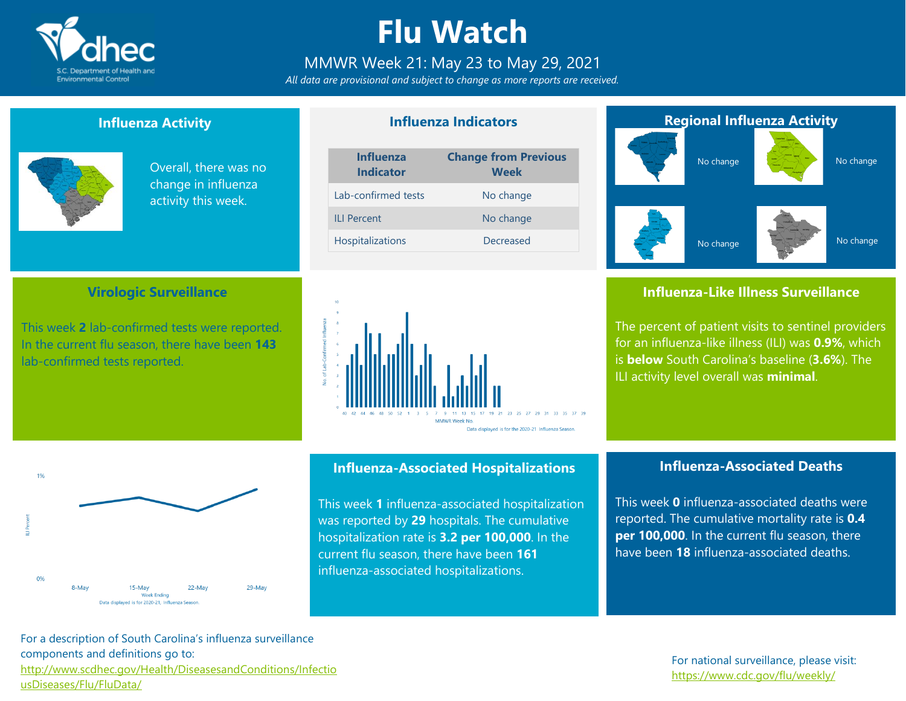# Flu Watch

MMWR Week 21: May 23 to May 29, 2021

*All data are provisional and subject to change as more reports are received.*

## Influenza Activity

Overall, there was no change in influenza activity this week.

## Influenza Indicators

| Influenza Indicator | Change from Previous Week |
|---|---|
| Lab-confirmed tests | No change |
| ILI Percent | No change |
| Hospitalizations | Decreased |

## Regional Influenza Activity

No change

No change

No change

No change

## Virologic Surveillance

This week **2** lab-confirmed tests were reported. In the current flu season, there have been **143** lab-confirmed tests reported.

Data displayed is for the 2020-21 Influenza Season.

## Influenza-Like Illness Surveillance

The percent of patient visits to sentinel providers for an influenza-like illness (ILI) was **0.9%**, which is **below** South Carolina's baseline (**3.6%**). The ILI activity level overall was **minimal**.

Data displayed is for 2020-21, Influenza Season.

## Influenza-Associated Hospitalizations

This week **1** influenza-associated hospitalization was reported by **29** hospitals. The cumulative hospitalization rate is **3.2 per 100,000**. In the current flu season, there have been **161** influenza-associated hospitalizations.

## Influenza-Associated Deaths

This week **0** influenza-associated deaths were reported. The cumulative mortality rate is **0.4 per 100,000**. In the current flu season, there have been **18** influenza-associated deaths.

For a description of South Carolina's influenza surveillance components and definitions go to: http://www.scdhec.gov/Health/DiseasesandConditions/InfectiousDiseases/Flu/FluData/

For national surveillance, please visit: https://www.cdc.gov/flu/weekly/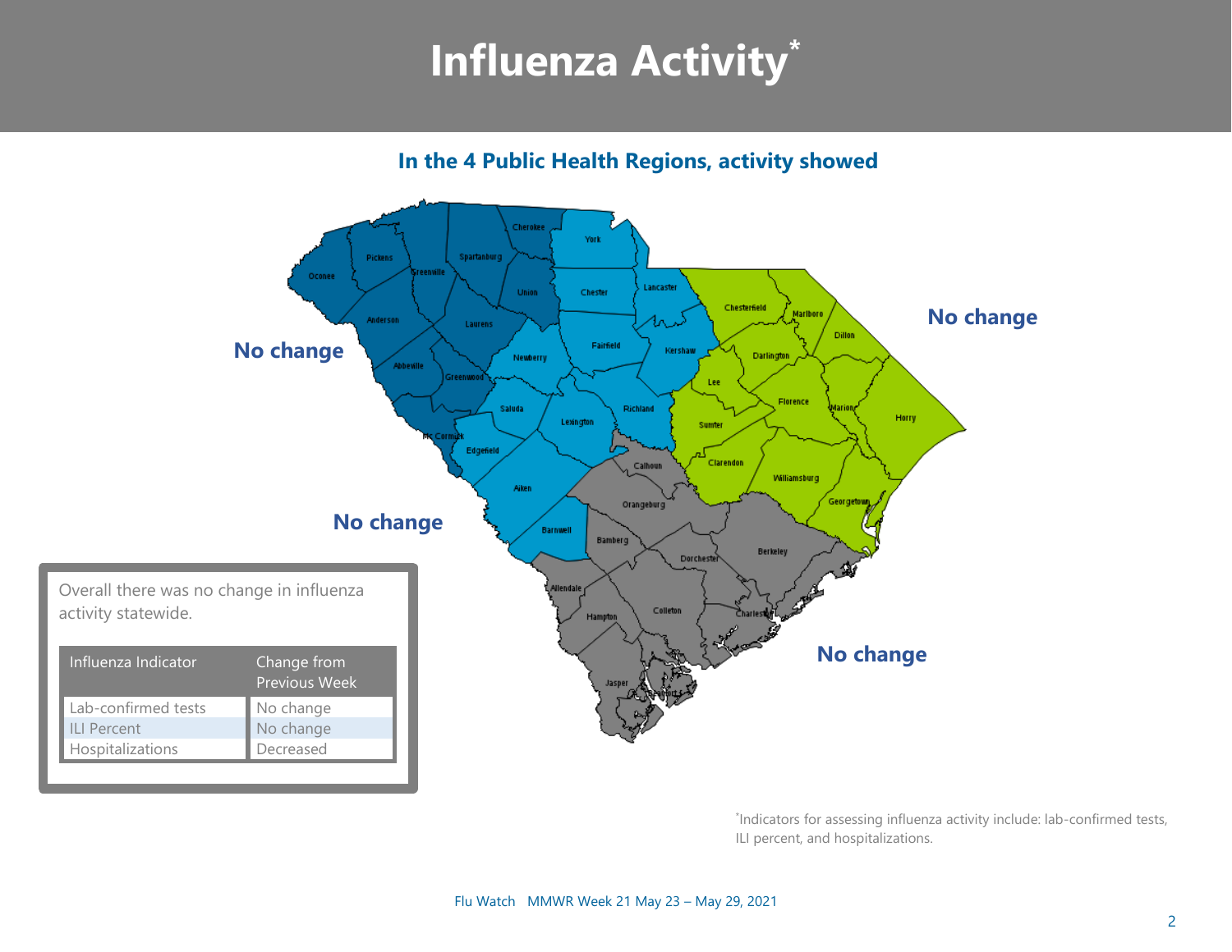# Influenza Activity*

**In the 4 Public Health Regions, activity showed**

**No change**

**No change**

**No change**

**No change**

Overall there was no change in influenza activity statewide.

| Influenza Indicator | Change from Previous Week |
| --- | --- |
| Lab-confirmed tests | No change |
| ILI Percent | No change |
| Hospitalizations | Decreased |

*Indicators for assessing influenza activity include: lab-confirmed tests, ILI percent, and hospitalizations.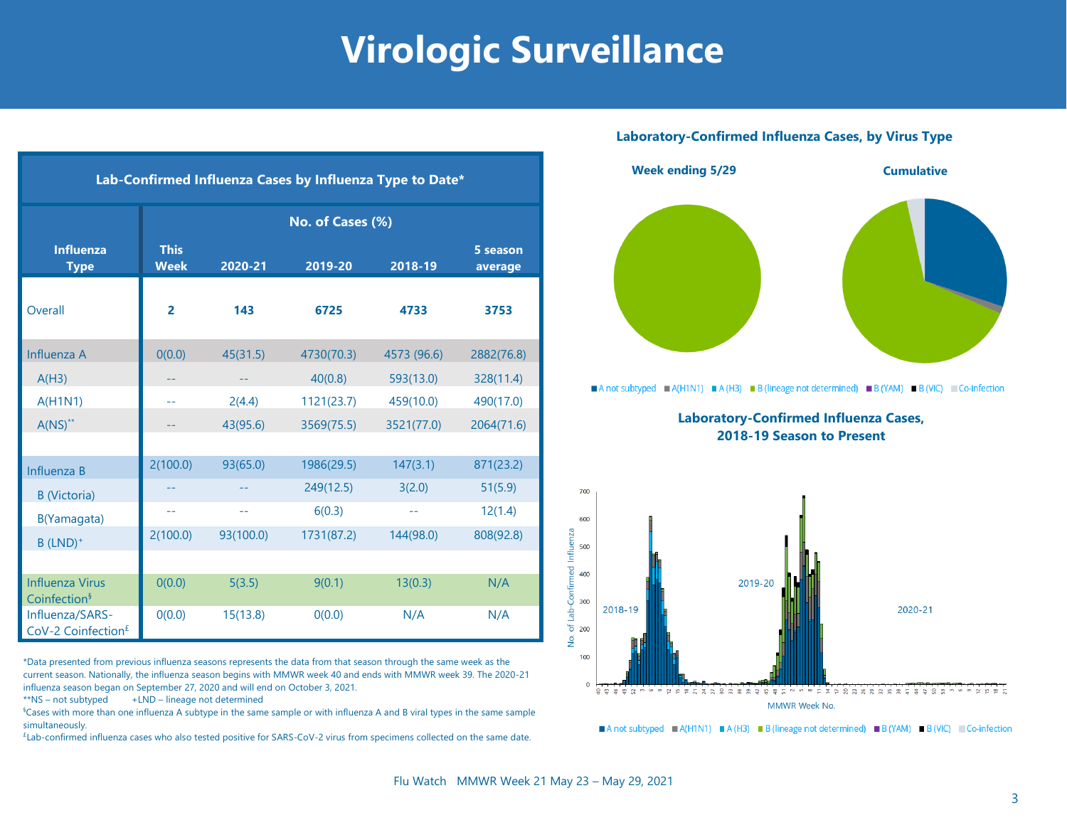# Virologic Surveillance

| Lab-Confirmed Influenza Cases by Influenza Type to Date* | | | | | |
|---|---|---|---|---|---|
| | No. of Cases (%) | | | | |
| Influenza Type | This Week | 2020-21 | 2019-20 | 2018-19 | 5 season average |
| Overall | 2 | 143 | 6725 | 4733 | 3753 |
| Influenza A | 0(0.0) | 45(31.5) | 4730(70.3) | 4573 (96.6) | 2882(76.8) |
| A(H3) | -- | -- | 40(0.8) | 593(13.0) | 328(11.4) |
| A(H1N1) | -- | 2(4.4) | 1121(23.7) | 459(10.0) | 490(17.0) |
| A(NS)** | -- | 43(95.6) | 3569(75.5) | 3521(77.0) | 2064(71.6) |
| Influenza B | 2(100.0) | 93(65.0) | 1986(29.5) | 147(3.1) | 871(23.2) |
| B (Victoria) | -- | -- | 249(12.5) | 3(2.0) | 51(5.9) |
| B(Yamagata) | -- | -- | 6(0.3) | -- | 12(1.4) |
| B (LND)+ | 2(100.0) | 93(100.0) | 1731(87.2) | 144(98.0) | 808(92.8) |
| Influenza Virus Coinfection§ | 0(0.0) | 5(3.5) | 9(0.1) | 13(0.3) | N/A |
| Influenza/SARS-CoV-2 Coinfection£ | 0(0.0) | 15(13.8) | 0(0.0) | N/A | N/A |

*Data presented from previous influenza seasons represents the data from that season through the same week as the current season. Nationally, the influenza season begins with MMWR week 40 and ends with MMWR week 39. The 2020-21 influenza season began on September 27, 2020 and will end on October 3, 2021.

**NS – not subtyped +LND – lineage not determined

§Cases with more than one influenza A subtype in the same sample or with influenza A and B viral types in the same sample simultaneously.

£Lab-confirmed influenza cases who also tested positive for SARS-CoV-2 virus from specimens collected on the same date.

**Laboratory-Confirmed Influenza Cases, by Virus Type**

**Week ending 5/29** | **Cumulative**

**Laboratory-Confirmed Influenza Cases, 2018-19 Season to Present**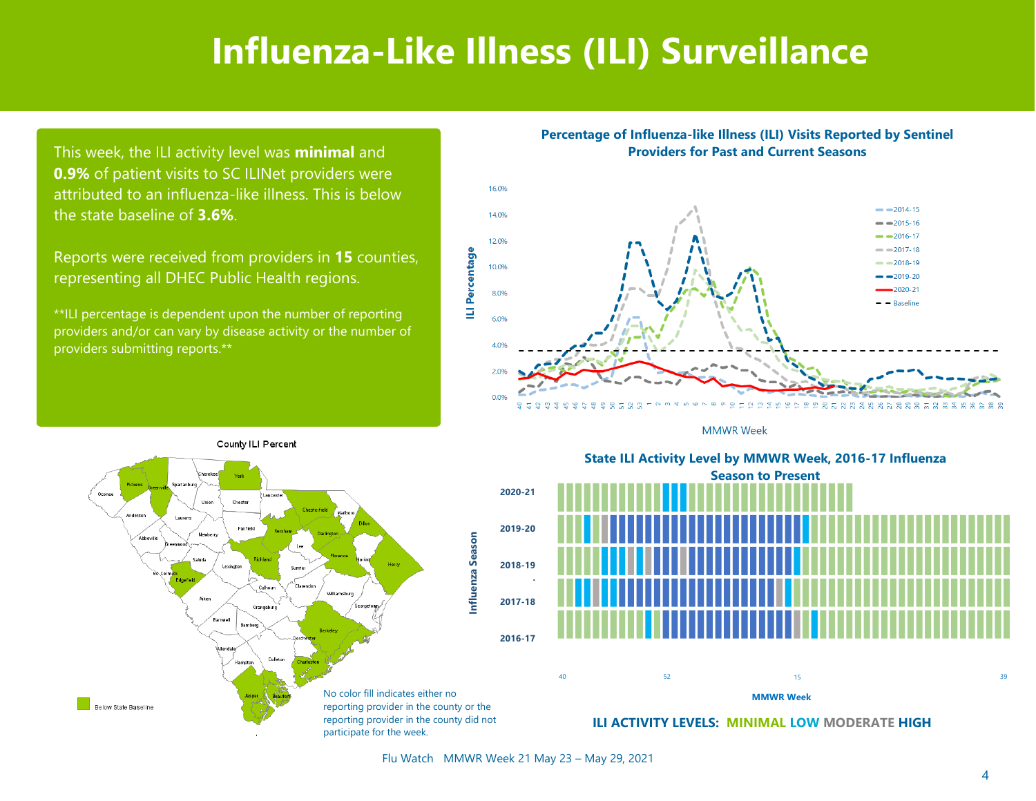# Influenza-Like Illness (ILI) Surveillance

This week, the ILI activity level was **minimal** and **0.9%** of patient visits to SC ILINet providers were attributed to an influenza-like illness. This is below the state baseline of **3.6%**.

Reports were received from providers in **15** counties, representing all DHEC Public Health regions.

**ILI percentage is dependent upon the number of reporting providers and/or can vary by disease activity or the number of providers submitting reports.**

**Percentage of Influenza-like Illness (ILI) Visits Reported by Sentinel Providers for Past and Current Seasons**

**County ILI Percent**

Below State Baseline

No color fill indicates either no reporting provider in the county or the reporting provider in the county did not participate for the week.

**State ILI Activity Level by MMWR Week, 2016-17 Influenza Season to Present**

**ILI ACTIVITY LEVELS: MINIMAL LOW MODERATE HIGH**

Flu Watch MMWR Week 21 May 23 – May 29, 2021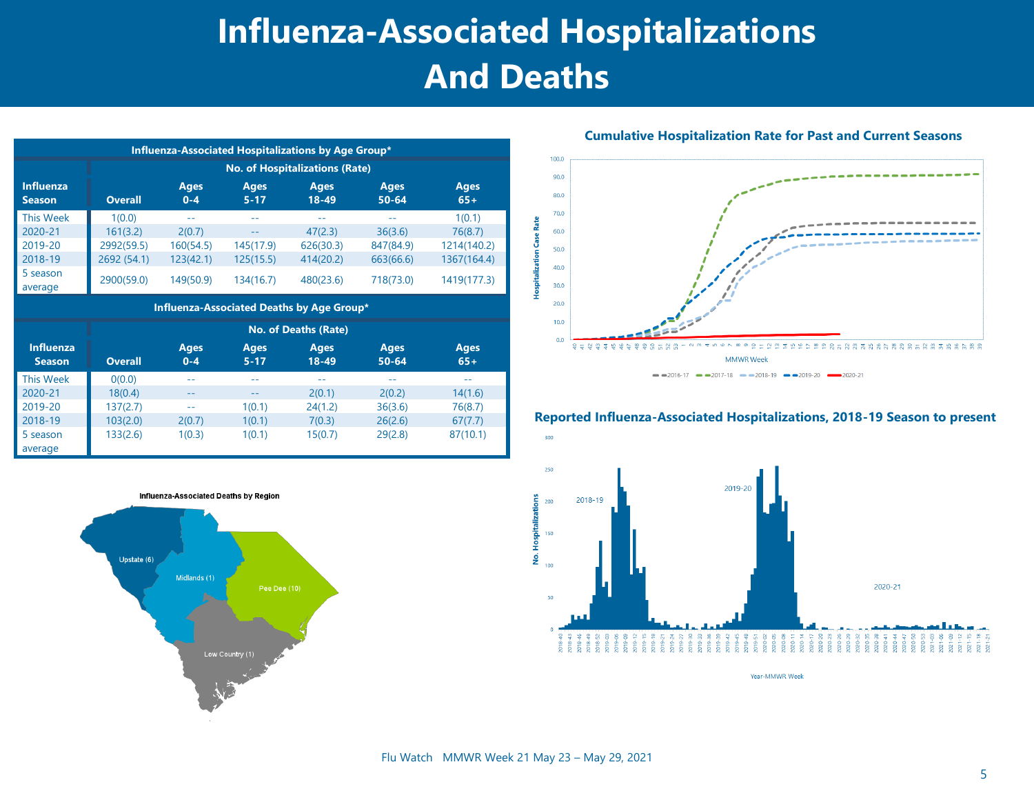# Influenza-Associated Hospitalizations And Deaths

| Influenza-Associated Hospitalizations by Age Group* | | | | | | |
|---|---|---|---|---|---|---|
| | No. of Hospitalizations (Rate) | | | | | |
| Influenza Season | Overall | Ages 0-4 | Ages 5-17 | Ages 18-49 | Ages 50-64 | Ages 65+ |
| This Week | 1(0.0) | -- | -- | -- | -- | 1(0.1) |
| 2020-21 | 161(3.2) | 2(0.7) | -- | 47(2.3) | 36(3.6) | 76(8.7) |
| 2019-20 | 2992(59.5) | 160(54.5) | 145(17.9) | 626(30.3) | 847(84.9) | 1214(140.2) |
| 2018-19 | 2692 (54.1) | 123(42.1) | 125(15.5) | 414(20.2) | 663(66.6) | 1367(164.4) |
| 5 season average | 2900(59.0) | 149(50.9) | 134(16.7) | 480(23.6) | 718(73.0) | 1419(177.3) |

| Influenza-Associated Deaths by Age Group* | | | | | | |
|---|---|---|---|---|---|---|
| | No. of Deaths (Rate) | | | | | |
| Influenza Season | Overall | Ages 0-4 | Ages 5-17 | Ages 18-49 | Ages 50-64 | Ages 65+ |
| This Week | 0(0.0) | -- | -- | -- | -- | -- |
| 2020-21 | 18(0.4) | -- | -- | 2(0.1) | 2(0.2) | 14(1.6) |
| 2019-20 | 137(2.7) | -- | 1(0.1) | 24(1.2) | 36(3.6) | 76(8.7) |
| 2018-19 | 103(2.0) | 2(0.7) | 1(0.1) | 7(0.3) | 26(2.6) | 67(7.7) |
| 5 season average | 133(2.6) | 1(0.3) | 1(0.1) | 15(0.7) | 29(2.8) | 87(10.1) |

**Influenza-Associated Deaths by Region**

Upstate (6)
Midlands (1)
Pee Dee (10)
Low Country (1)

**Cumulative Hospitalization Rate for Past and Current Seasons**

Hospitalization Case Rate
MMWR Week
2016-17, 2017-18, 2018-19, 2019-20, 2020-21

**Reported Influenza-Associated Hospitalizations, 2018-19 Season to present**

No. Hospitalizations
Year-MMWR Week
2018-19
2019-20
2020-21

Flu Watch MMWR Week 21 May 23 – May 29, 2021